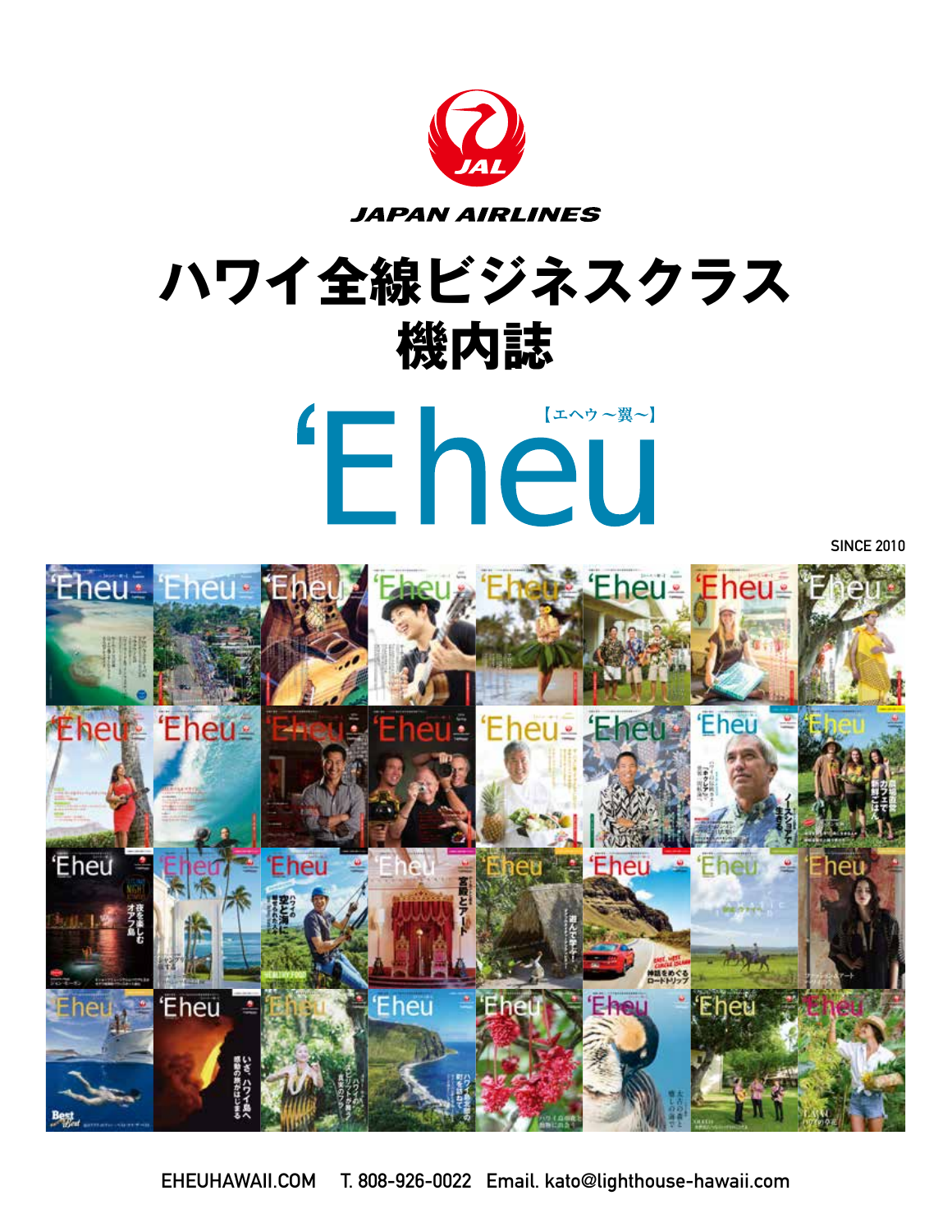JAPAN AIRLINES

# ハワイ全線ビジネスクラス機内誌

# ‘Eheu

【エヘウ ～翼～】

SINCE 2010

EHEUHAWAII.COM T. 808-926-0022 Email. kato@lighthouse-hawaii.com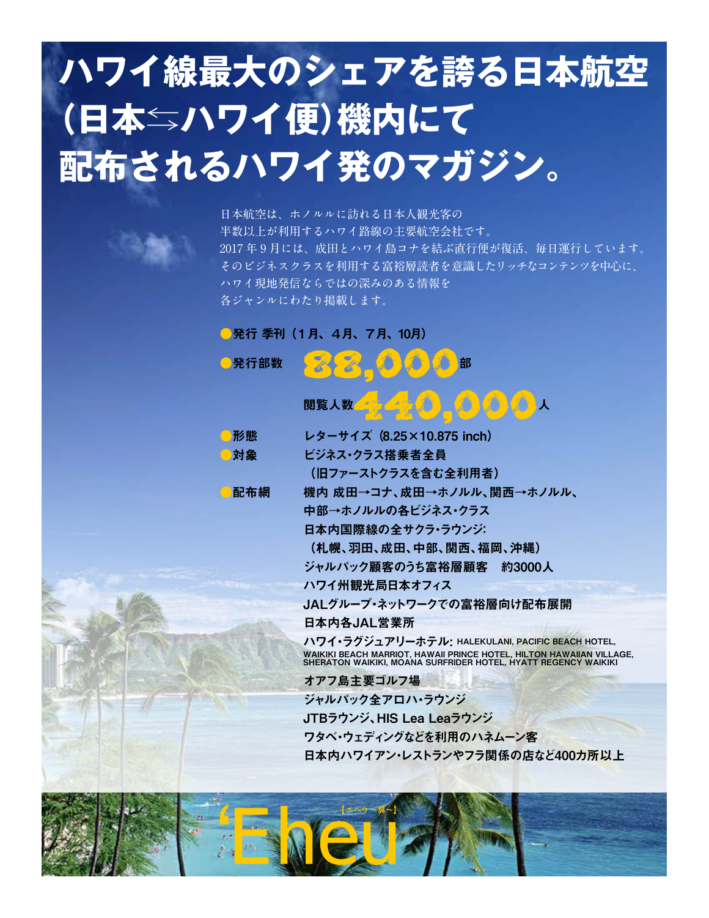# ハワイ線最大のシェアを誇る日本航空（日本⇆ハワイ便）機内にて配布されるハワイ発のマガジン。

日本航空は、ホノルルに訪れる日本人観光客の
半数以上が利用するハワイ路線の主要航空会社です。
2017年9月には、成田とハワイ島コナを結ぶ直行便が復活、毎日運行しています。
そのビジネスクラスを利用する富裕層読者を意識したリッチなコンテンツを中心に、
ハワイ現地発信ならではの深みのある情報を
各ジャンルにわたり掲載します。

●発行 季刊（1月、4月、7月、10月）

●発行部数 **88,000**部

閲覧人数**440,000**人

●形態 レターサイズ（8.25×10.875 inch）

●対象 ビジネス・クラス搭乗者全員
（旧ファーストクラスを含む全利用者）

●配布網
- 機内 成田→コナ、成田→ホノルル、関西→ホノルル、中部→ホノルルの各ビジネス・クラス
- 日本内国際線の全サクラ・ラウンジ:
（札幌、羽田、成田、中部、関西、福岡、沖縄）
- ジャルパック顧客のうち富裕層顧客　約3000人
- ハワイ州観光局日本オフィス
- JALグループ・ネットワークでの富裕層向け配布展開
- 日本内各JAL営業所
- ハワイ・ラグジュアリーホテル: HALEKULANI, PACIFIC BEACH HOTEL, WAIKIKI BEACH MARRIOT, HAWAII PRINCE HOTEL, HILTON HAWAIIAN VILLAGE, SHERATON WAIKIKI, MOANA SURFRIDER HOTEL, HYATT REGENCY WAIKIKI
- オアフ島主要ゴルフ場
- ジャルパック全アロハ・ラウンジ
- JTBラウンジ、HIS Lea Leaラウンジ
- ワタベ・ウェディングなどを利用のハネムーン客
- 日本内ハワイアン・レストランやフラ関係の店など400カ所以上

‘Eheu 【エヘウ〜翼〜】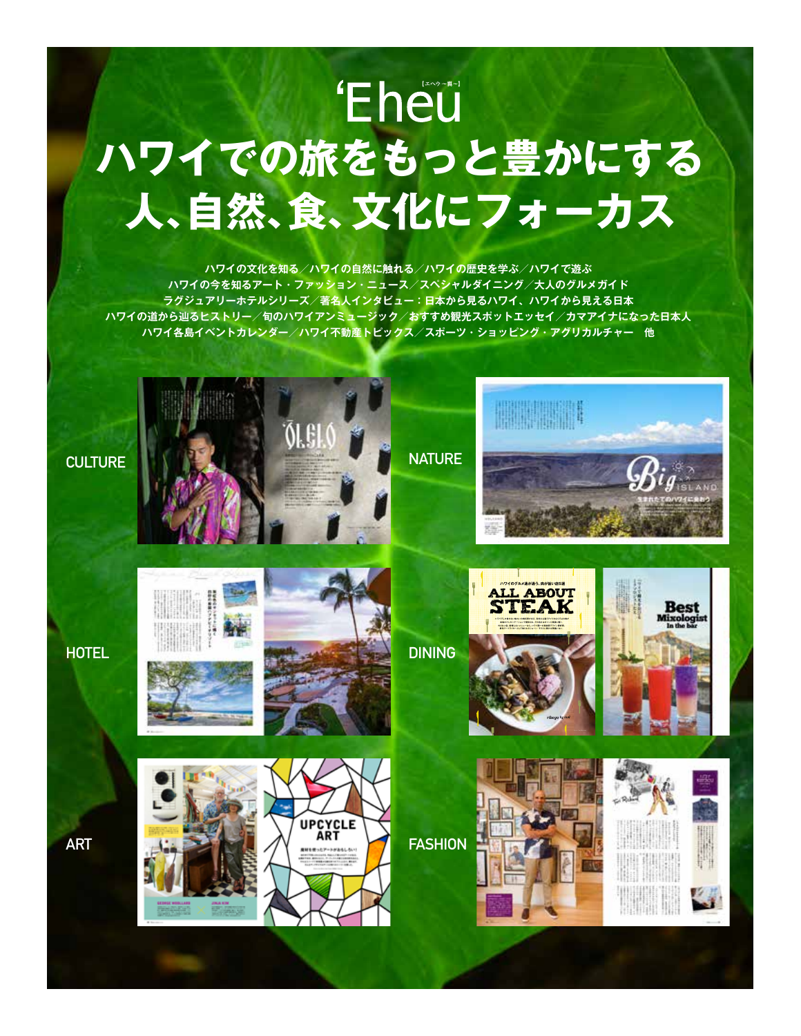# ʻEheu

［エヘウ～翼～］

## ハワイでの旅をもっと豊かにする人、自然、食、文化にフォーカス

ハワイの文化を知る／ハワイの自然に触れる／ハワイの歴史を学ぶ／ハワイで遊ぶ
ハワイの今を知るアート・ファッション・ニュース／スペシャルダイニング／大人のグルメガイド
ラグジュアリーホテルシリーズ／著名人インタビュー：日本から見るハワイ、ハワイから見える日本
ハワイの道から辿るヒストリー／旬のハワイアンミュージック／おすすめ観光スポットエッセイ／カマアイナになった日本人
ハワイ各島イベントカレンダー／ハワイ不動産トピックス／スポーツ・ショッピング・アグリカルチャー　他

CULTURE

NATURE

HOTEL

DINING

ART

FASHION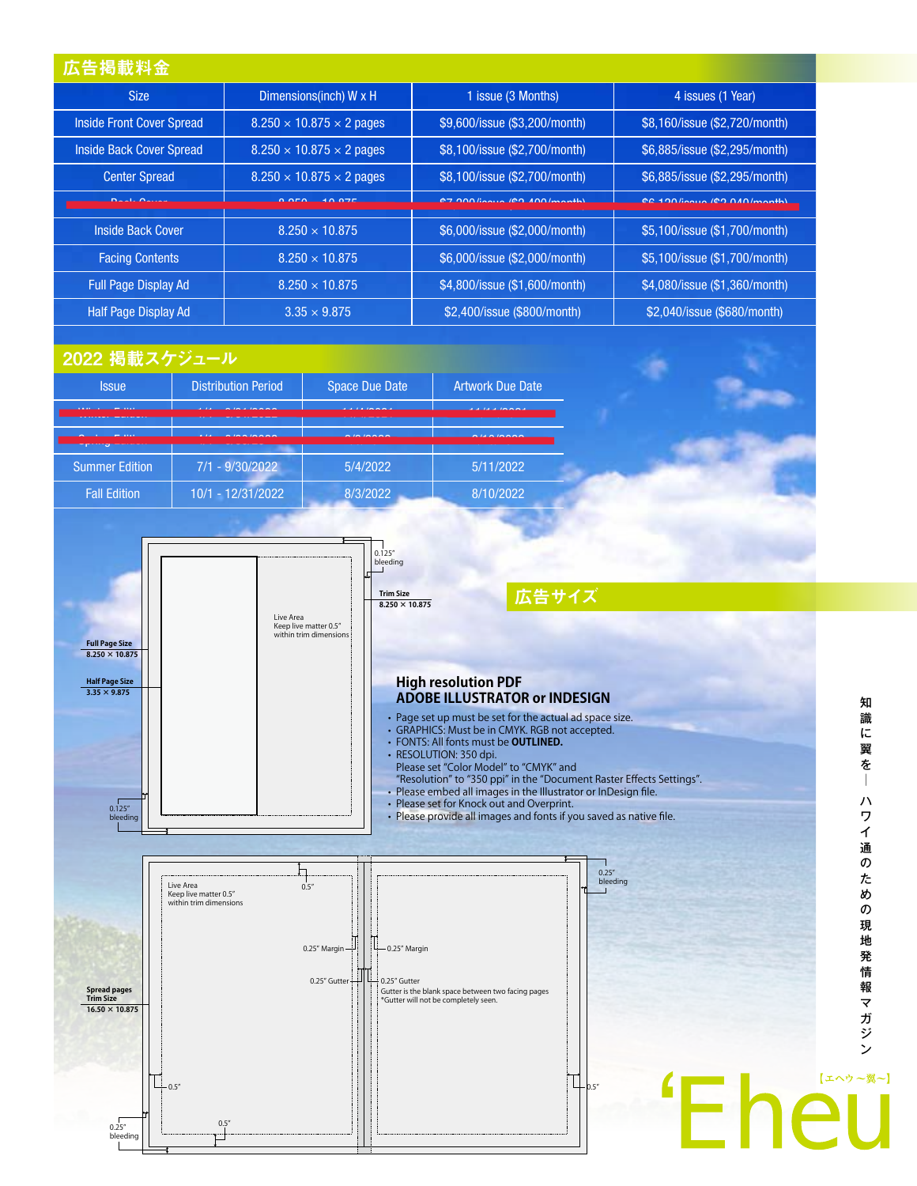## 広告掲載料金

| Size | Dimensions(inch) W x H | 1 issue (3 Months) | 4 issues (1 Year) |
|---|---|---|---|
| Inside Front Cover Spread | 8.250 × 10.875 × 2 pages | $9,600/issue ($3,200/month) | $8,160/issue ($2,720/month) |
| Inside Back Cover Spread | 8.250 × 10.875 × 2 pages | $8,100/issue ($2,700/month) | $6,885/issue ($2,295/month) |
| Center Spread | 8.250 × 10.875 × 2 pages | $8,100/issue ($2,700/month) | $6,885/issue ($2,295/month) |
| ~~Back Cover~~ | ~~8.250 × 10.875~~ | ~~$7,200/issue ($2,400/month)~~ | ~~$6,120/issue ($2,040/month)~~ |
| Inside Back Cover | 8.250 × 10.875 | $6,000/issue ($2,000/month) | $5,100/issue ($1,700/month) |
| Facing Contents | 8.250 × 10.875 | $6,000/issue ($2,000/month) | $5,100/issue ($1,700/month) |
| Full Page Display Ad | 8.250 × 10.875 | $4,800/issue ($1,600/month) | $4,080/issue ($1,360/month) |
| Half Page Display Ad | 3.35 × 9.875 | $2,400/issue ($800/month) | $2,040/issue ($680/month) |

## 2022 掲載スケジュール

| Issue | Distribution Period | Space Due Date | Artwork Due Date |
|---|---|---|---|
| ~~Winter Edition~~ | ~~1/1 - 3/31/2022~~ | | |
| ~~Spring Edition~~ | ~~4/1 - 6/30/2022~~ | | |
| Summer Edition | 7/1 - 9/30/2022 | 5/4/2022 | 5/11/2022 |
| Fall Edition | 10/1 - 12/31/2022 | 8/3/2022 | 8/10/2022 |

0.125" bleeding

Trim Size
8.250 × 10.875

Live Area
Keep live matter 0.5" within trim dimensions

Full Page Size
8.250 × 10.875

Half Page Size
3.35 × 9.875

0.125" bleeding

## 広告サイズ

### High resolution PDF
### ADOBE ILLUSTRATOR or INDESIGN

- Page set up must be set for the actual ad space size.
- GRAPHICS: Must be in CMYK. RGB not accepted.
- FONTS: All fonts must be **OUTLINED.**
- RESOLUTION: 350 dpi.
  Please set "Color Model" to "CMYK" and "Resolution" to "350 ppi" in the "Document Raster Effects Settings".
- Please embed all images in the Illustrator or InDesign file.
- Please set for Knock out and Overprint.
- Please provide all images and fonts if you saved as native file.

Live Area
Keep live matter 0.5" within trim dimensions

0.5"

0.25" bleeding

0.25" Margin

0.25" Margin

0.25" Gutter

0.25" Gutter
Gutter is the blank space between two facing pages
*Gutter will not be completely seen.

Spread pages
Trim Size
16.50 × 10.875

0.5"

0.5"

0.5"

0.25" bleeding

知識に翼を ― ハワイ通のための現地発情報マガジン

'Eheu 【エヘウ～翼～】